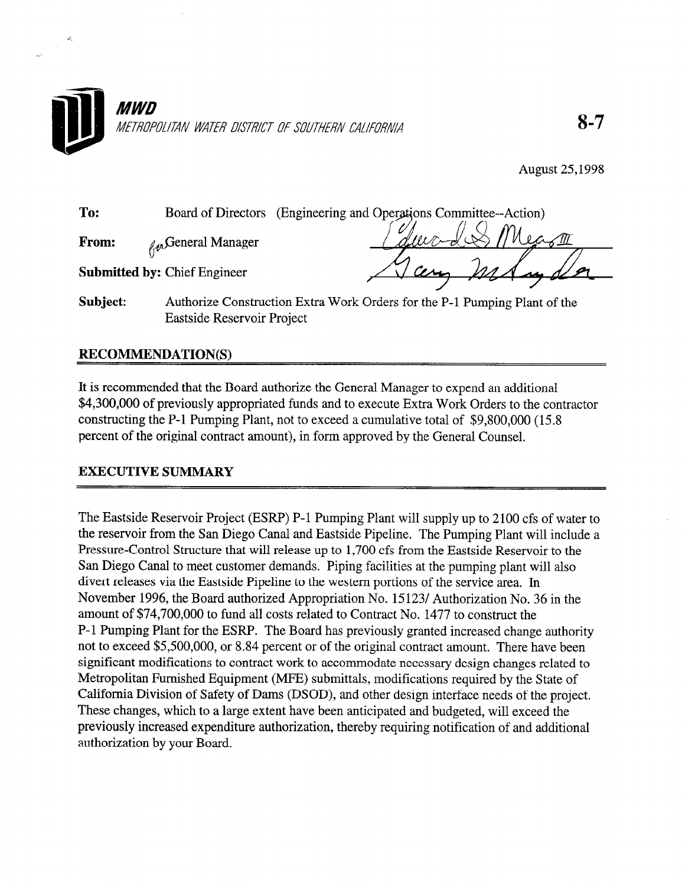**MWD**

*METROPOLITAN WATER DISTRICT OF SOUTHERN CALIFORNIA*

**8-7**

August 25,1998

**To:** Board of Directors (Engineering and Operations Committee--Action)

**From:** for General Manager

**Submitted by:** Chief Engineer

**Subject:** Authorize Construction Extra Work Orders for the P-1 Pumping Plant of the Eastside Reservoir Project

## RECOMMENDATION(S)

It is recommended that the Board authorize the General Manager to expend an additional $4,300,000 of previously appropriated funds and to execute Extra Work Orders to the contractor constructing the P-1 Pumping Plant, not to exceed a cumulative total of $9,800,000 (15.8 percent of the original contract amount), in form approved by the General Counsel.

## EXECUTIVE SUMMARY

The Eastside Reservoir Project (ESRP) P-1 Pumping Plant will supply up to 2100 cfs of water to the reservoir from the San Diego Canal and Eastside Pipeline. The Pumping Plant will include a Pressure-Control Structure that will release up to 1,700 cfs from the Eastside Reservoir to the San Diego Canal to meet customer demands. Piping facilities at the pumping plant will also divert releases via the Eastside Pipeline to the western portions of the service area. In November 1996, the Board authorized Appropriation No. 15123/ Authorization No. 36 in the amount of $74,700,000 to fund all costs related to Contract No. 1477 to construct the P-1 Pumping Plant for the ESRP. The Board has previously granted increased change authority not to exceed $5,500,000, or 8.84 percent or of the original contract amount. There have been significant modifications to contract work to accommodate necessary design changes related to Metropolitan Furnished Equipment (MFE) submittals, modifications required by the State of California Division of Safety of Dams (DSOD), and other design interface needs of the project. These changes, which to a large extent have been anticipated and budgeted, will exceed the previously increased expenditure authorization, thereby requiring notification of and additional authorization by your Board.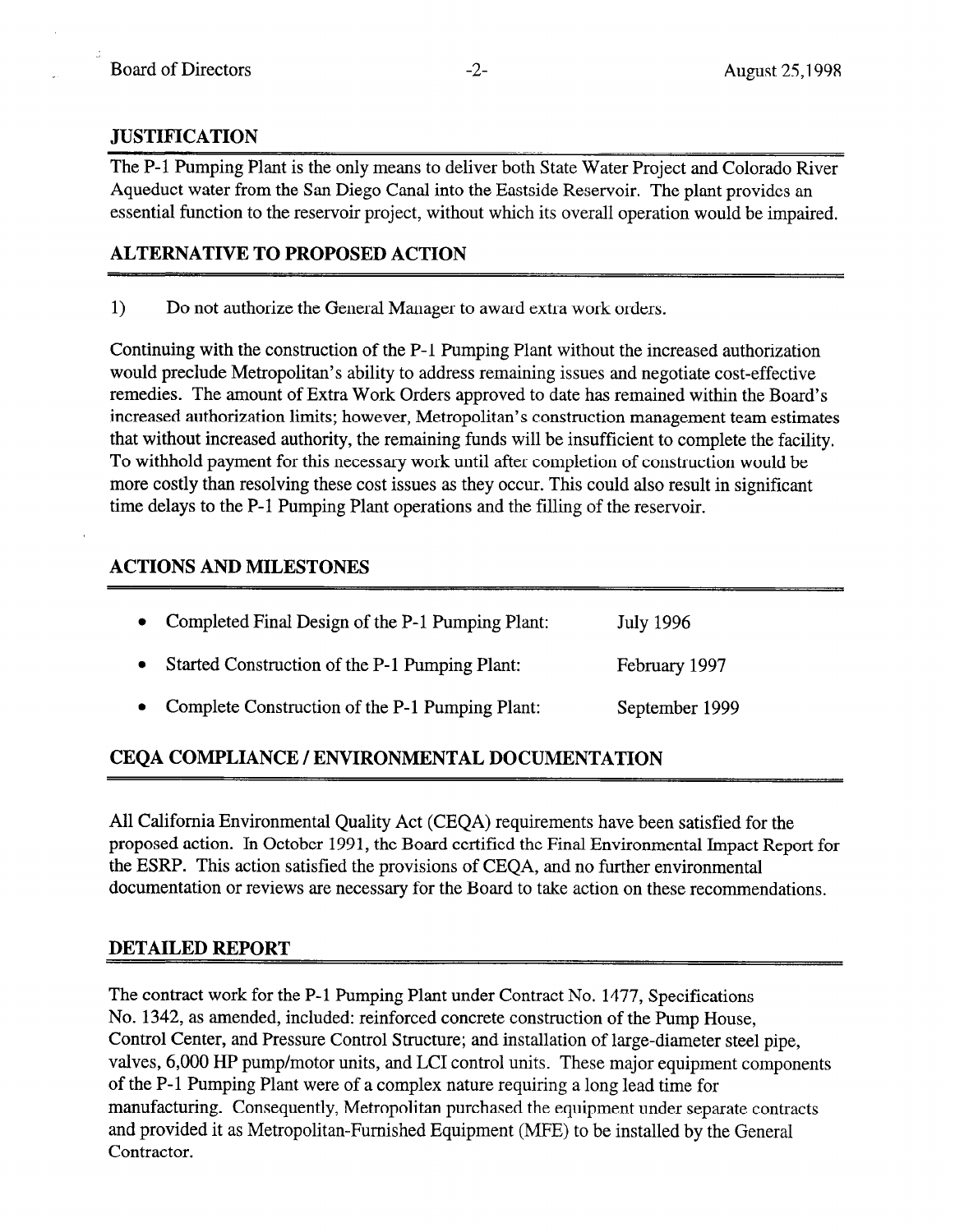## JUSTIFICATION

The P-1 Pumping Plant is the only means to deliver both State Water Project and Colorado River Aqueduct water from the San Diego Canal into the Eastside Reservoir. The plant provides an essential function to the reservoir project, without which its overall operation would be impaired.

## ALTERNATIVE TO PROPOSED ACTION

1) Do not authorize the General Manager to award extra work orders.

Continuing with the construction of the P-1 Pumping Plant without the increased authorization would preclude Metropolitan's ability to address remaining issues and negotiate cost-effective remedies. The amount of Extra Work Orders approved to date has remained within the Board's increased authorization limits; however, Metropolitan's construction management team estimates that without increased authority, the remaining funds will be insufficient to complete the facility. To withhold payment for this necessary work until after completion of construction would be more costly than resolving these cost issues as they occur. This could also result in significant time delays to the P-1 Pumping Plant operations and the filling of the reservoir.

## ACTIONS AND MILESTONES

- Completed Final Design of the P-1 Pumping Plant: July 1996
- Started Construction of the P-1 Pumping Plant: February 1997
- Complete Construction of the P-1 Pumping Plant: September 1999

## CEQA COMPLIANCE / ENVIRONMENTAL DOCUMENTATION

All California Environmental Quality Act (CEQA) requirements have been satisfied for the proposed action. In October 1991, the Board certified the Final Environmental Impact Report for the ESRP. This action satisfied the provisions of CEQA, and no further environmental documentation or reviews are necessary for the Board to take action on these recommendations.

## DETAILED REPORT

The contract work for the P-1 Pumping Plant under Contract No. 1477, Specifications No. 1342, as amended, included: reinforced concrete construction of the Pump House, Control Center, and Pressure Control Structure; and installation of large-diameter steel pipe, valves, 6,000 HP pump/motor units, and LCI control units. These major equipment components of the P-1 Pumping Plant were of a complex nature requiring a long lead time for manufacturing. Consequently, Metropolitan purchased the equipment under separate contracts and provided it as Metropolitan-Furnished Equipment (MFE) to be installed by the General Contractor.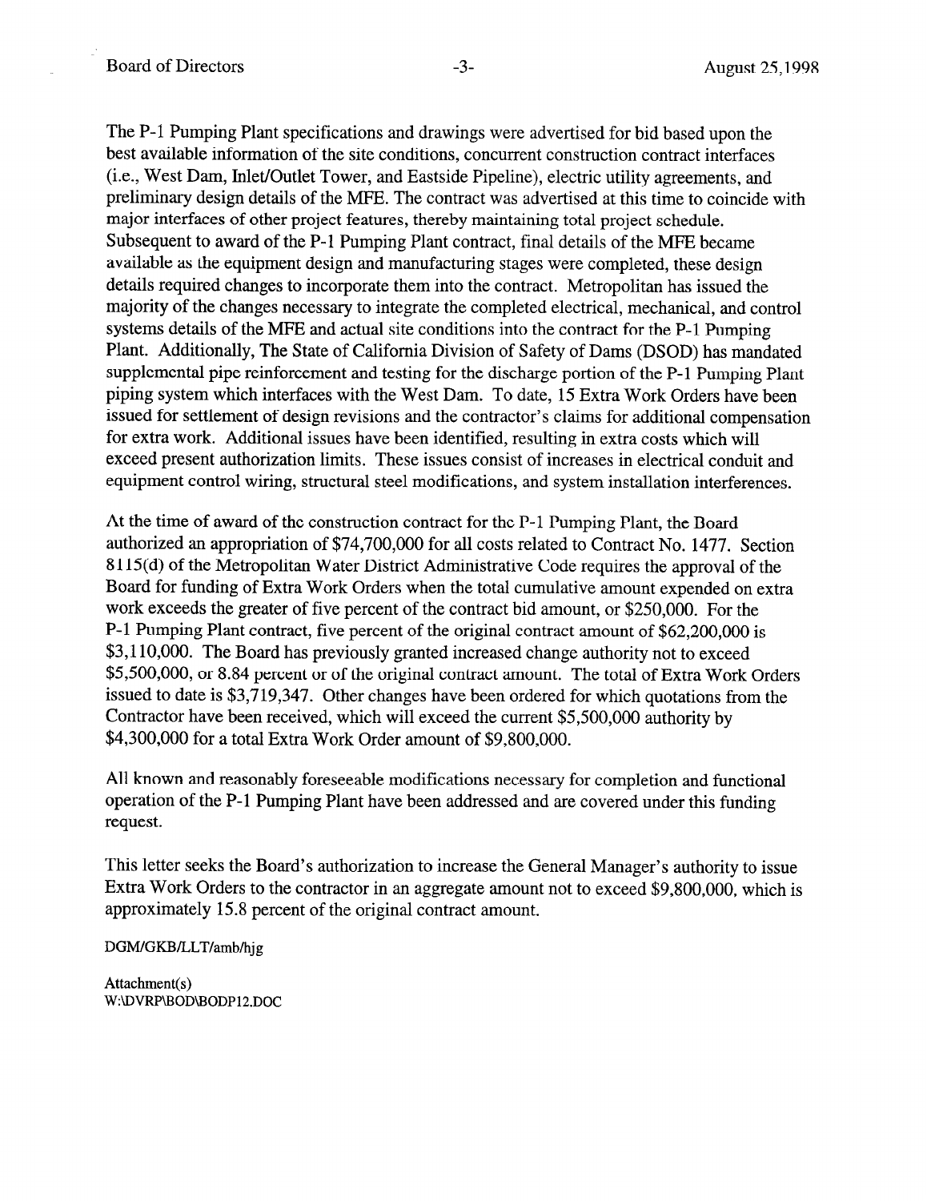The P-1 Pumping Plant specifications and drawings were advertised for bid based upon the best available information of the site conditions, concurrent construction contract interfaces (i.e., West Dam, Inlet/Outlet Tower, and Eastside Pipeline), electric utility agreements, and preliminary design details of the MFE. The contract was advertised at this time to coincide with major interfaces of other project features, thereby maintaining total project schedule. Subsequent to award of the P-1 Pumping Plant contract, final details of the MFE became available as the equipment design and manufacturing stages were completed, these design details required changes to incorporate them into the contract. Metropolitan has issued the majority of the changes necessary to integrate the completed electrical, mechanical, and control systems details of the MFE and actual site conditions into the contract for the P-1 Pumping Plant. Additionally, The State of California Division of Safety of Dams (DSOD) has mandated supplemental pipe reinforcement and testing for the discharge portion of the P-1 Pumping Plant piping system which interfaces with the West Dam. To date, 15 Extra Work Orders have been issued for settlement of design revisions and the contractor's claims for additional compensation for extra work. Additional issues have been identified, resulting in extra costs which will exceed present authorization limits. These issues consist of increases in electrical conduit and equipment control wiring, structural steel modifications, and system installation interferences.

At the time of award of the construction contract for the P-1 Pumping Plant, the Board authorized an appropriation of $74,700,000 for all costs related to Contract No. 1477. Section 8115(d) of the Metropolitan Water District Administrative Code requires the approval of the Board for funding of Extra Work Orders when the total cumulative amount expended on extra work exceeds the greater of five percent of the contract bid amount, or $250,000. For the P-1 Pumping Plant contract, five percent of the original contract amount of $62,200,000 is $3,110,000. The Board has previously granted increased change authority not to exceed $5,500,000, or 8.84 percent or of the original contract amount. The total of Extra Work Orders issued to date is $3,719,347. Other changes have been ordered for which quotations from the Contractor have been received, which will exceed the current $5,500,000 authority by $4,300,000 for a total Extra Work Order amount of $9,800,000.

All known and reasonably foreseeable modifications necessary for completion and functional operation of the P-1 Pumping Plant have been addressed and are covered under this funding request.

This letter seeks the Board's authorization to increase the General Manager's authority to issue Extra Work Orders to the contractor in an aggregate amount not to exceed $9,800,000, which is approximately 15.8 percent of the original contract amount.

DGM/GKB/LLT/amb/hjg

Attachment(s)
W:\DVRP\BOD\BODP12.DOC